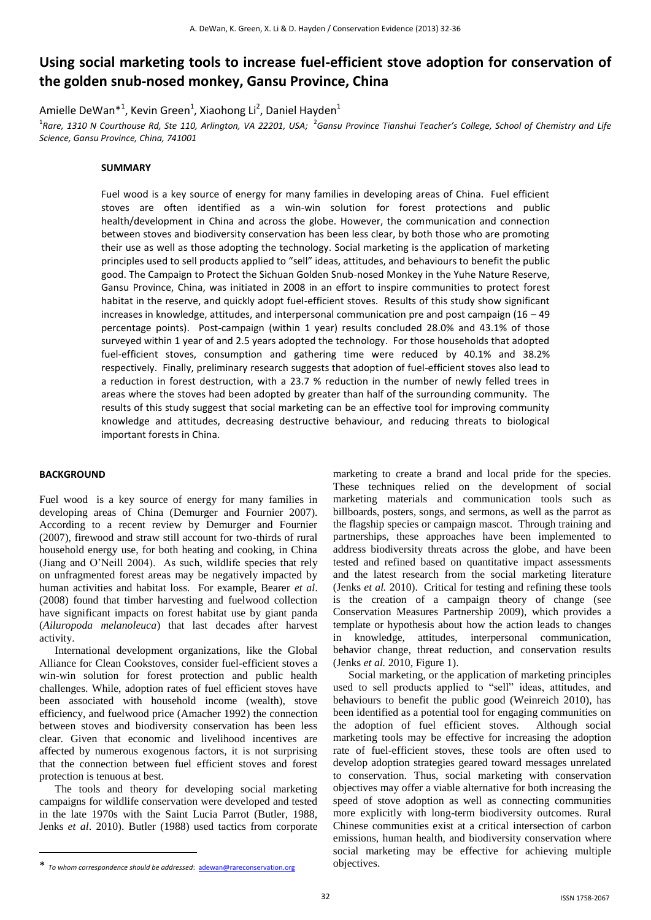# Using social marketing tools to increase fuel-efficient stove adoption for conservation of the golden snub-nosed monkey, Gansu Province, China

Amielle DeWan*[1], Kevin Green[1], Xiaohong Li[2], Daniel Hayden[1]

[1]*Rare, 1310 N Courthouse Rd, Ste 110, Arlington, VA 22201, USA;* [2]*Gansu Province Tianshui Teacher's College, School of Chemistry and Life Science, Gansu Province, China, 741001*

## SUMMARY

Fuel wood is a key source of energy for many families in developing areas of China. Fuel efficient stoves are often identified as a win-win solution for forest protections and public health/development in China and across the globe. However, the communication and connection between stoves and biodiversity conservation has been less clear, by both those who are promoting their use as well as those adopting the technology. Social marketing is the application of marketing principles used to sell products applied to "sell" ideas, attitudes, and behaviours to benefit the public good. The Campaign to Protect the Sichuan Golden Snub-nosed Monkey in the Yuhe Nature Reserve, Gansu Province, China, was initiated in 2008 in an effort to inspire communities to protect forest habitat in the reserve, and quickly adopt fuel-efficient stoves. Results of this study show significant increases in knowledge, attitudes, and interpersonal communication pre and post campaign (16 – 49 percentage points). Post-campaign (within 1 year) results concluded 28.0% and 43.1% of those surveyed within 1 year of and 2.5 years adopted the technology. For those households that adopted fuel-efficient stoves, consumption and gathering time were reduced by 40.1% and 38.2% respectively. Finally, preliminary research suggests that adoption of fuel-efficient stoves also lead to a reduction in forest destruction, with a 23.7 % reduction in the number of newly felled trees in areas where the stoves had been adopted by greater than half of the surrounding community. The results of this study suggest that social marketing can be an effective tool for improving community knowledge and attitudes, decreasing destructive behaviour, and reducing threats to biological important forests in China.

## BACKGROUND

Fuel wood is a key source of energy for many families in developing areas of China (Demurger and Fournier 2007). According to a recent review by Demurger and Fournier (2007), firewood and straw still account for two-thirds of rural household energy use, for both heating and cooking, in China (Jiang and O'Neill 2004). As such, wildlife species that rely on unfragmented forest areas may be negatively impacted by human activities and habitat loss. For example, Bearer *et al*. (2008) found that timber harvesting and fuelwood collection have significant impacts on forest habitat use by giant panda (*Ailuropoda melanoleuca*) that last decades after harvest activity.

International development organizations, like the Global Alliance for Clean Cookstoves, consider fuel-efficient stoves a win-win solution for forest protection and public health challenges. While, adoption rates of fuel efficient stoves have been associated with household income (wealth), stove efficiency, and fuelwood price (Amacher 1992) the connection between stoves and biodiversity conservation has been less clear. Given that economic and livelihood incentives are affected by numerous exogenous factors, it is not surprising that the connection between fuel efficient stoves and forest protection is tenuous at best.

The tools and theory for developing social marketing campaigns for wildlife conservation were developed and tested in the late 1970s with the Saint Lucia Parrot (Butler, 1988, Jenks *et al*. 2010). Butler (1988) used tactics from corporate marketing to create a brand and local pride for the species. These techniques relied on the development of social marketing materials and communication tools such as billboards, posters, songs, and sermons, as well as the parrot as the flagship species or campaign mascot. Through training and partnerships, these approaches have been implemented to address biodiversity threats across the globe, and have been tested and refined based on quantitative impact assessments and the latest research from the social marketing literature (Jenks *et al.* 2010). Critical for testing and refining these tools is the creation of a campaign theory of change (see Conservation Measures Partnership 2009), which provides a template or hypothesis about how the action leads to changes in knowledge, attitudes, interpersonal communication, behavior change, threat reduction, and conservation results (Jenks *et al.* 2010, Figure 1).

Social marketing, or the application of marketing principles used to sell products applied to "sell" ideas, attitudes, and behaviours to benefit the public good (Weinreich 2010), has been identified as a potential tool for engaging communities on the adoption of fuel efficient stoves. Although social marketing tools may be effective for increasing the adoption rate of fuel-efficient stoves, these tools are often used to develop adoption strategies geared toward messages unrelated to conservation. Thus, social marketing with conservation objectives may offer a viable alternative for both increasing the speed of stove adoption as well as connecting communities more explicitly with long-term biodiversity outcomes. Rural Chinese communities exist at a critical intersection of carbon emissions, human health, and biodiversity conservation where social marketing may be effective for achieving multiple objectives.

\* *To whom correspondence should be addressed*: adewan@rareconservation.org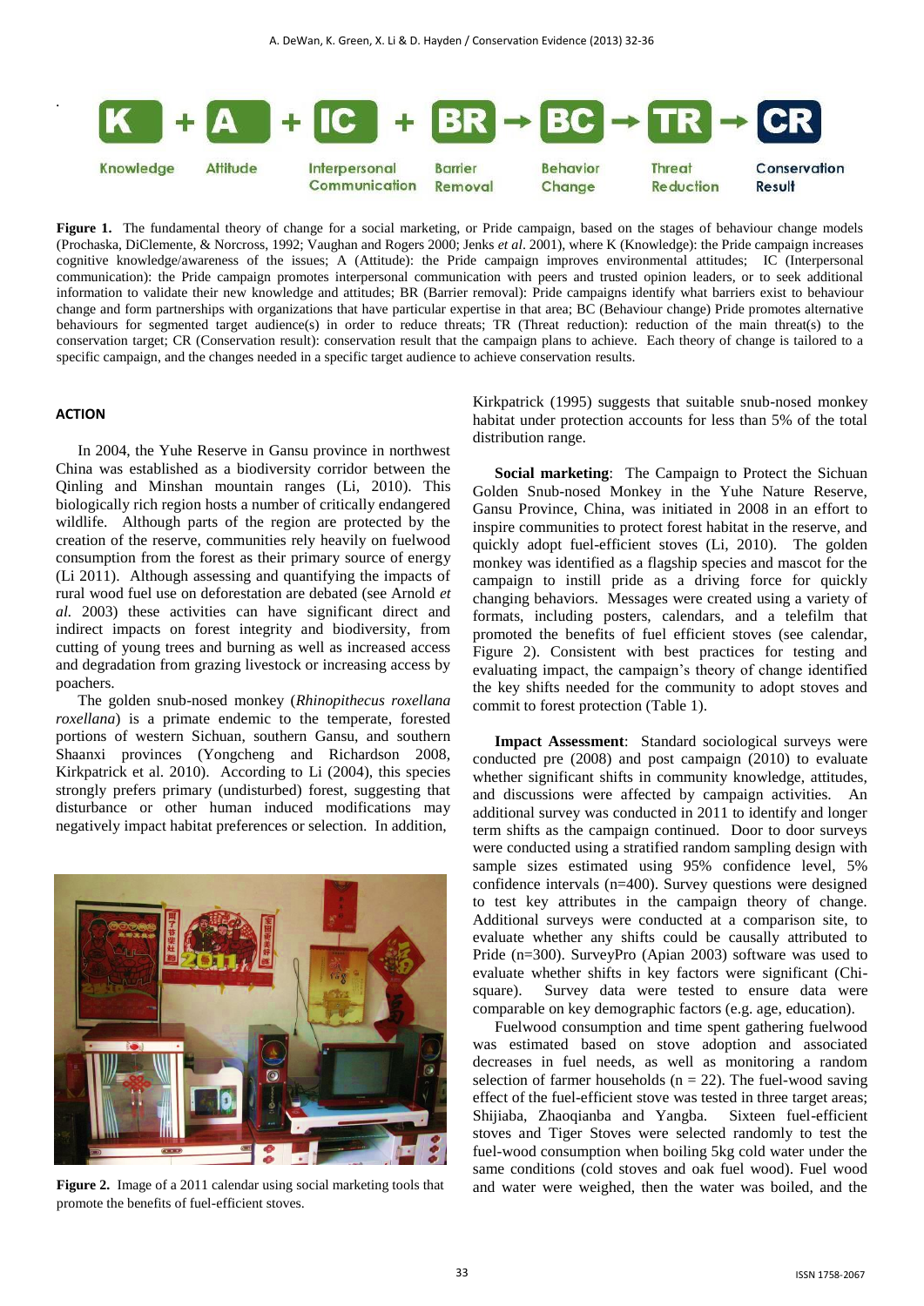K + A + IC + BR → BC → TR → CR

Knowledge, Attitude, Interpersonal Communication, Barrier Removal, Behavior Change, Threat Reduction, Conservation Result

**Figure 1.** The fundamental theory of change for a social marketing, or Pride campaign, based on the stages of behaviour change models (Prochaska, DiClemente, & Norcross, 1992; Vaughan and Rogers 2000; Jenks *et al*. 2001), where K (Knowledge): the Pride campaign increases cognitive knowledge/awareness of the issues; A (Attitude): the Pride campaign improves environmental attitudes; IC (Interpersonal communication): the Pride campaign promotes interpersonal communication with peers and trusted opinion leaders, or to seek additional information to validate their new knowledge and attitudes; BR (Barrier removal): Pride campaigns identify what barriers exist to behaviour change and form partnerships with organizations that have particular expertise in that area; BC (Behaviour change) Pride promotes alternative behaviours for segmented target audience(s) in order to reduce threats; TR (Threat reduction): reduction of the main threat(s) to the conservation target; CR (Conservation result): conservation result that the campaign plans to achieve. Each theory of change is tailored to a specific campaign, and the changes needed in a specific target audience to achieve conservation results.

## ACTION

In 2004, the Yuhe Reserve in Gansu province in northwest China was established as a biodiversity corridor between the Qinling and Minshan mountain ranges (Li, 2010). This biologically rich region hosts a number of critically endangered wildlife. Although parts of the region are protected by the creation of the reserve, communities rely heavily on fuelwood consumption from the forest as their primary source of energy (Li 2011). Although assessing and quantifying the impacts of rural wood fuel use on deforestation are debated (see Arnold *et al.* 2003) these activities can have significant direct and indirect impacts on forest integrity and biodiversity, from cutting of young trees and burning as well as increased access and degradation from grazing livestock or increasing access by poachers.

The golden snub-nosed monkey (*Rhinopithecus roxellana roxellana*) is a primate endemic to the temperate, forested portions of western Sichuan, southern Gansu, and southern Shaanxi provinces (Yongcheng and Richardson 2008, Kirkpatrick et al. 2010). According to Li (2004), this species strongly prefers primary (undisturbed) forest, suggesting that disturbance or other human induced modifications may negatively impact habitat preferences or selection. In addition, Kirkpatrick (1995) suggests that suitable snub-nosed monkey habitat under protection accounts for less than 5% of the total distribution range.

**Figure 2.** Image of a 2011 calendar using social marketing tools that promote the benefits of fuel-efficient stoves.

**Social marketing**: The Campaign to Protect the Sichuan Golden Snub-nosed Monkey in the Yuhe Nature Reserve, Gansu Province, China, was initiated in 2008 in an effort to inspire communities to protect forest habitat in the reserve, and quickly adopt fuel-efficient stoves (Li, 2010). The golden monkey was identified as a flagship species and mascot for the campaign to instill pride as a driving force for quickly changing behaviors. Messages were created using a variety of formats, including posters, calendars, and a telefilm that promoted the benefits of fuel efficient stoves (see calendar, Figure 2). Consistent with best practices for testing and evaluating impact, the campaign's theory of change identified the key shifts needed for the community to adopt stoves and commit to forest protection (Table 1).

**Impact Assessment**: Standard sociological surveys were conducted pre (2008) and post campaign (2010) to evaluate whether significant shifts in community knowledge, attitudes, and discussions were affected by campaign activities. An additional survey was conducted in 2011 to identify and longer term shifts as the campaign continued. Door to door surveys were conducted using a stratified random sampling design with sample sizes estimated using 95% confidence level, 5% confidence intervals (n=400). Survey questions were designed to test key attributes in the campaign theory of change. Additional surveys were conducted at a comparison site, to evaluate whether any shifts could be causally attributed to Pride (n=300). SurveyPro (Apian 2003) software was used to evaluate whether shifts in key factors were significant (Chi-square). Survey data were tested to ensure data were comparable on key demographic factors (e.g. age, education).

Fuelwood consumption and time spent gathering fuelwood was estimated based on stove adoption and associated decreases in fuel needs, as well as monitoring a random selection of farmer households (n = 22). The fuel-wood saving effect of the fuel-efficient stove was tested in three target areas; Shijiaba, Zhaoqianba and Yangba. Sixteen fuel-efficient stoves and Tiger Stoves were selected randomly to test the fuel-wood consumption when boiling 5kg cold water under the same conditions (cold stoves and oak fuel wood). Fuel wood and water were weighed, then the water was boiled, and the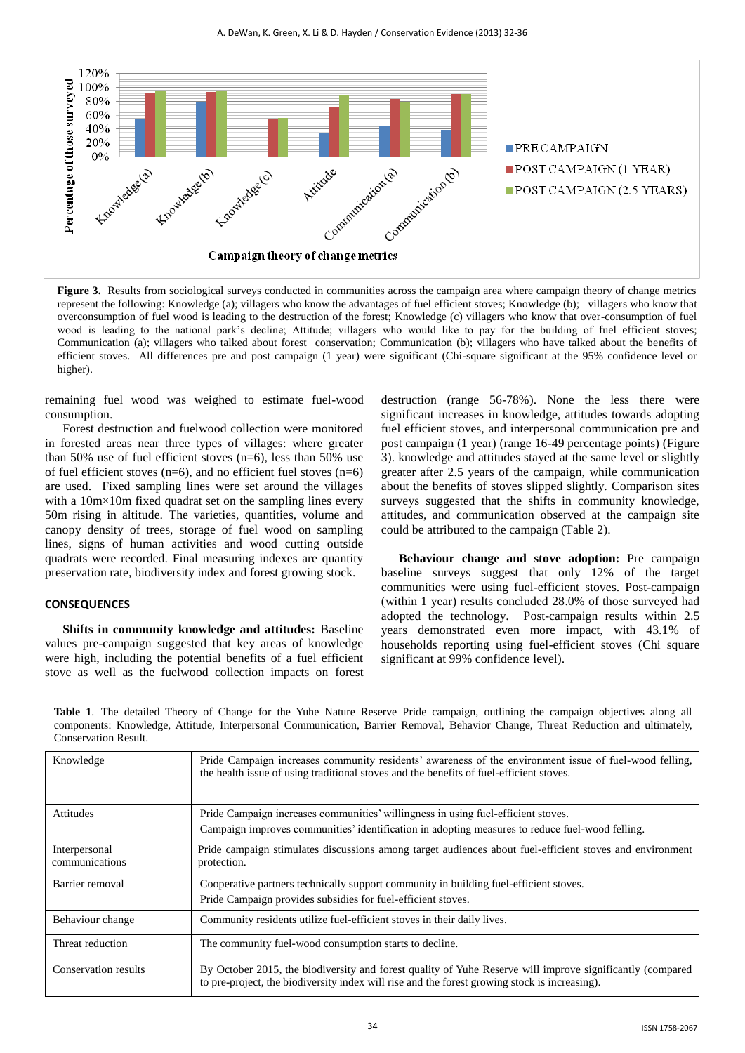Figure 3. Results from sociological surveys conducted in communities across the campaign area where campaign theory of change metrics represent the following: Knowledge (a); villagers who know the advantages of fuel efficient stoves; Knowledge (b); villagers who know that overconsumption of fuel wood is leading to the destruction of the forest; Knowledge (c) villagers who know that over-consumption of fuel wood is leading to the national park's decline; Attitude; villagers who would like to pay for the building of fuel efficient stoves; Communication (a); villagers who talked about forest conservation; Communication (b); villagers who have talked about the benefits of efficient stoves. All differences pre and post campaign (1 year) were significant (Chi-square significant at the 95% confidence level or higher).

remaining fuel wood was weighed to estimate fuel-wood consumption.

Forest destruction and fuelwood collection were monitored in forested areas near three types of villages: where greater than 50% use of fuel efficient stoves (n=6), less than 50% use of fuel efficient stoves (n=6), and no efficient fuel stoves (n=6) are used. Fixed sampling lines were set around the villages with a 10m×10m fixed quadrat set on the sampling lines every 50m rising in altitude. The varieties, quantities, volume and canopy density of trees, storage of fuel wood on sampling lines, signs of human activities and wood cutting outside quadrats were recorded. Final measuring indexes are quantity preservation rate, biodiversity index and forest growing stock.

## CONSEQUENCES

**Shifts in community knowledge and attitudes:** Baseline values pre-campaign suggested that key areas of knowledge were high, including the potential benefits of a fuel efficient stove as well as the fuelwood collection impacts on forest destruction (range 56-78%). None the less there were significant increases in knowledge, attitudes towards adopting fuel efficient stoves, and interpersonal communication pre and post campaign (1 year) (range 16-49 percentage points) (Figure 3). knowledge and attitudes stayed at the same level or slightly greater after 2.5 years of the campaign, while communication about the benefits of stoves slipped slightly. Comparison sites surveys suggested that the shifts in community knowledge, attitudes, and communication observed at the campaign site could be attributed to the campaign (Table 2).

**Behaviour change and stove adoption:** Pre campaign baseline surveys suggest that only 12% of the target communities were using fuel-efficient stoves. Post-campaign (within 1 year) results concluded 28.0% of those surveyed had adopted the technology. Post-campaign results within 2.5 years demonstrated even more impact, with 43.1% of households reporting using fuel-efficient stoves (Chi square significant at 99% confidence level).

**Table 1**. The detailed Theory of Change for the Yuhe Nature Reserve Pride campaign, outlining the campaign objectives along all components: Knowledge, Attitude, Interpersonal Communication, Barrier Removal, Behavior Change, Threat Reduction and ultimately, Conservation Result.

| | |
|---|---|
| Knowledge | Pride Campaign increases community residents' awareness of the environment issue of fuel-wood felling, the health issue of using traditional stoves and the benefits of fuel-efficient stoves. |
| Attitudes | Pride Campaign increases communities' willingness in using fuel-efficient stoves. Campaign improves communities' identification in adopting measures to reduce fuel-wood felling. |
| Interpersonal communications | Pride campaign stimulates discussions among target audiences about fuel-efficient stoves and environment protection. |
| Barrier removal | Cooperative partners technically support community in building fuel-efficient stoves. Pride Campaign provides subsidies for fuel-efficient stoves. |
| Behaviour change | Community residents utilize fuel-efficient stoves in their daily lives. |
| Threat reduction | The community fuel-wood consumption starts to decline. |
| Conservation results | By October 2015, the biodiversity and forest quality of Yuhe Reserve will improve significantly (compared to pre-project, the biodiversity index will rise and the forest growing stock is increasing). |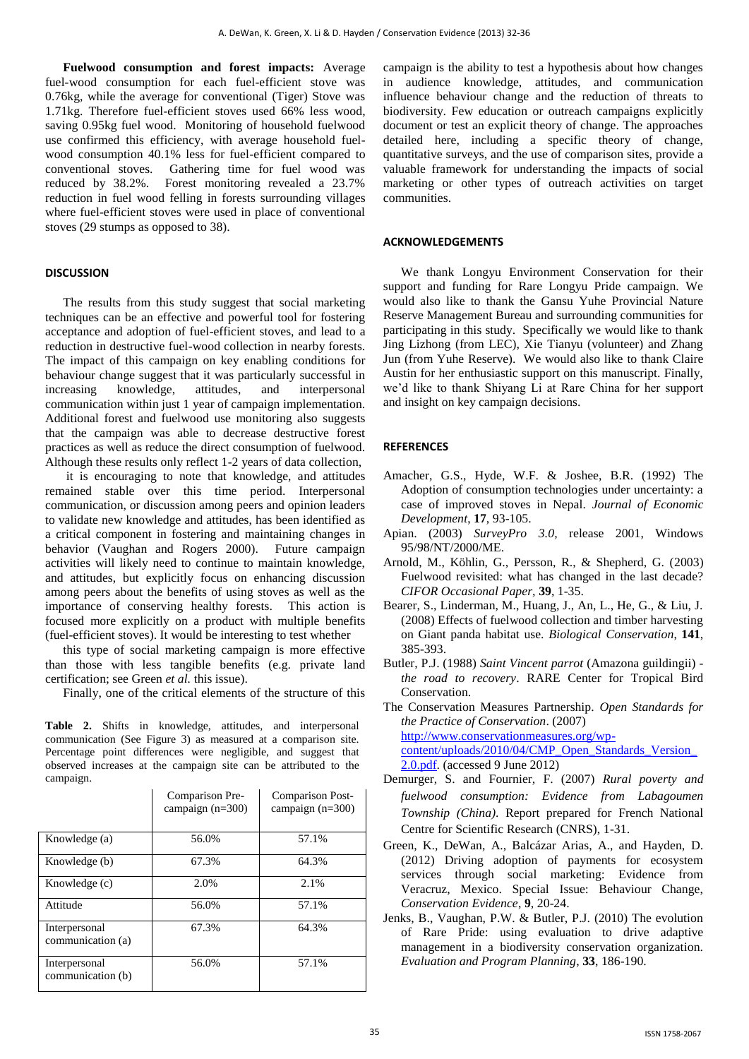**Fuelwood consumption and forest impacts:** Average fuel-wood consumption for each fuel-efficient stove was 0.76kg, while the average for conventional (Tiger) Stove was 1.71kg. Therefore fuel-efficient stoves used 66% less wood, saving 0.95kg fuel wood. Monitoring of household fuelwood use confirmed this efficiency, with average household fuel-wood consumption 40.1% less for fuel-efficient compared to conventional stoves. Gathering time for fuel wood was reduced by 38.2%. Forest monitoring revealed a 23.7% reduction in fuel wood felling in forests surrounding villages where fuel-efficient stoves were used in place of conventional stoves (29 stumps as opposed to 38).

## DISCUSSION

The results from this study suggest that social marketing techniques can be an effective and powerful tool for fostering acceptance and adoption of fuel-efficient stoves, and lead to a reduction in destructive fuel-wood collection in nearby forests. The impact of this campaign on key enabling conditions for behaviour change suggest that it was particularly successful in increasing knowledge, attitudes, and interpersonal communication within just 1 year of campaign implementation. Additional forest and fuelwood use monitoring also suggests that the campaign was able to decrease destructive forest practices as well as reduce the direct consumption of fuelwood. Although these results only reflect 1-2 years of data collection, it is encouraging to note that knowledge, and attitudes remained stable over this time period. Interpersonal communication, or discussion among peers and opinion leaders to validate new knowledge and attitudes, has been identified as a critical component in fostering and maintaining changes in behavior (Vaughan and Rogers 2000). Future campaign activities will likely need to continue to maintain knowledge, and attitudes, but explicitly focus on enhancing discussion among peers about the benefits of using stoves as well as the importance of conserving healthy forests. This action is focused more explicitly on a product with multiple benefits (fuel-efficient stoves). It would be interesting to test whether this type of social marketing campaign is more effective than those with less tangible benefits (e.g. private land certification; see Green *et al.* this issue).

Finally, one of the critical elements of the structure of this campaign is the ability to test a hypothesis about how changes in audience knowledge, attitudes, and communication influence behaviour change and the reduction of threats to biodiversity. Few education or outreach campaigns explicitly document or test an explicit theory of change. The approaches detailed here, including a specific theory of change, quantitative surveys, and the use of comparison sites, provide a valuable framework for understanding the impacts of social marketing or other types of outreach activities on target communities.

**Table 2.** Shifts in knowledge, attitudes, and interpersonal communication (See Figure 3) as measured at a comparison site. Percentage point differences were negligible, and suggest that observed increases at the campaign site can be attributed to the campaign.

| | Comparison Pre-campaign (n=300) | Comparison Post-campaign (n=300) |
|---|---|---|
| Knowledge (a) | 56.0% | 57.1% |
| Knowledge (b) | 67.3% | 64.3% |
| Knowledge (c) | 2.0% | 2.1% |
| Attitude | 56.0% | 57.1% |
| Interpersonal communication (a) | 67.3% | 64.3% |
| Interpersonal communication (b) | 56.0% | 57.1% |

## ACKNOWLEDGEMENTS

We thank Longyu Environment Conservation for their support and funding for Rare Longyu Pride campaign. We would also like to thank the Gansu Yuhe Provincial Nature Reserve Management Bureau and surrounding communities for participating in this study. Specifically we would like to thank Jing Lizhong (from LEC), Xie Tianyu (volunteer) and Zhang Jun (from Yuhe Reserve). We would also like to thank Claire Austin for her enthusiastic support on this manuscript. Finally, we'd like to thank Shiyang Li at Rare China for her support and insight on key campaign decisions.

## REFERENCES

Amacher, G.S., Hyde, W.F. & Joshee, B.R. (1992) The Adoption of consumption technologies under uncertainty: a case of improved stoves in Nepal. *Journal of Economic Development*, **17**, 93-105.

Apian. (2003) *SurveyPro 3.0*, release 2001, Windows 95/98/NT/2000/ME.

Arnold, M., Köhlin, G., Persson, R., & Shepherd, G. (2003) Fuelwood revisited: what has changed in the last decade? *CIFOR Occasional Paper*, **39**, 1-35.

Bearer, S., Linderman, M., Huang, J., An, L., He, G., & Liu, J. (2008) Effects of fuelwood collection and timber harvesting on Giant panda habitat use. *Biological Conservation*, **141**, 385-393.

Butler, P.J. (1988) *Saint Vincent parrot* (Amazona guildingii) *- the road to recovery*. RARE Center for Tropical Bird Conservation.

The Conservation Measures Partnership. *Open Standards for the Practice of Conservation*. (2007) http://www.conservationmeasures.org/wp-content/uploads/2010/04/CMP_Open_Standards_Version_2.0.pdf. (accessed 9 June 2012)

Demurger, S. and Fournier, F. (2007) *Rural poverty and fuelwood consumption: Evidence from Labagoumen Township (China)*. Report prepared for French National Centre for Scientific Research (CNRS), 1-31.

Green, K., DeWan, A., Balcázar Arias, A., and Hayden, D. (2012) Driving adoption of payments for ecosystem services through social marketing: Evidence from Veracruz, Mexico. Special Issue: Behaviour Change, *Conservation Evidence*, **9**, 20-24.

Jenks, B., Vaughan, P.W. & Butler, P.J. (2010) The evolution of Rare Pride: using evaluation to drive adaptive management in a biodiversity conservation organization. *Evaluation and Program Planning*, **33**, 186-190.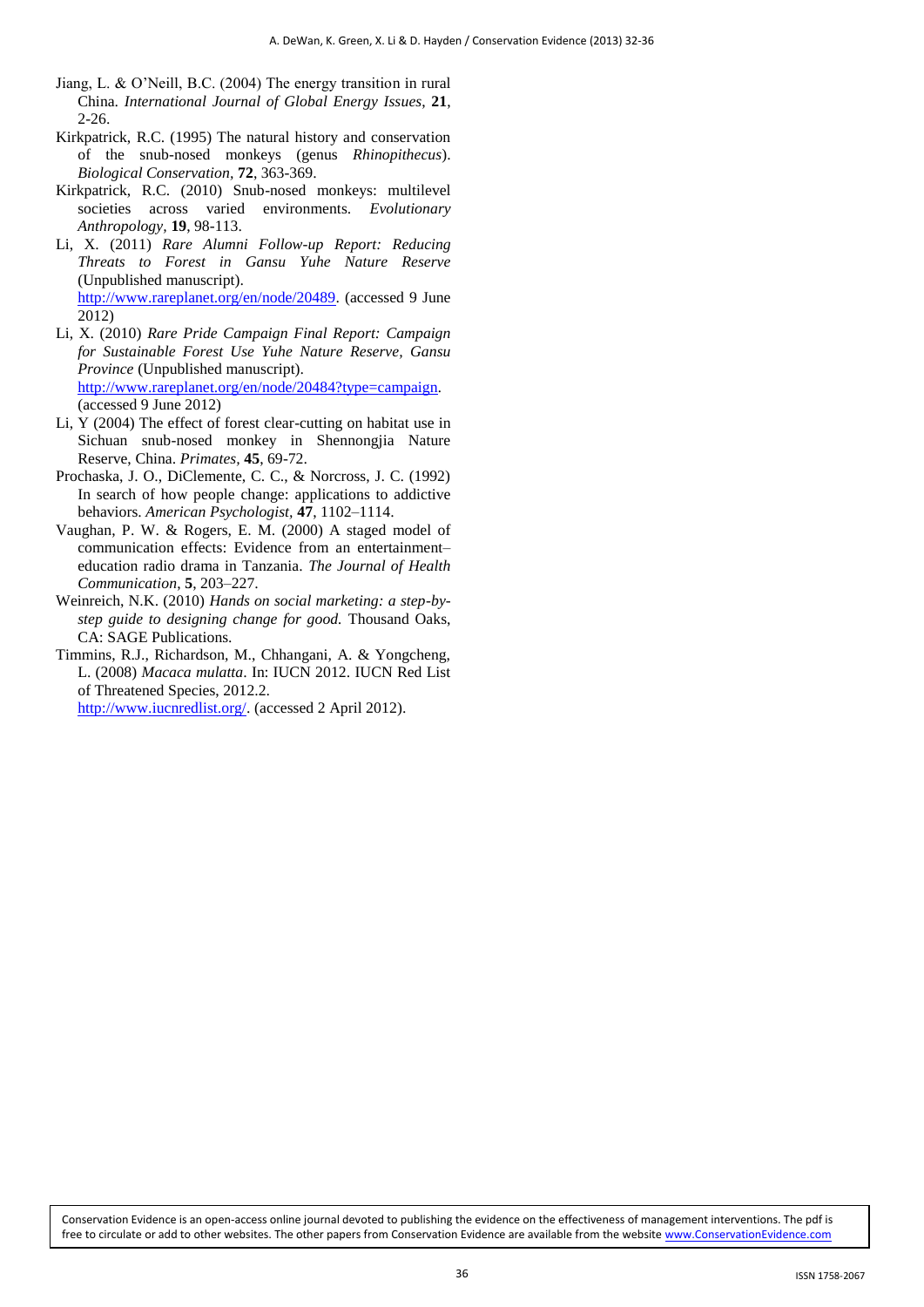Jiang, L. & O'Neill, B.C. (2004) The energy transition in rural China. *International Journal of Global Energy Issues*, **21**, 2-26.

Kirkpatrick, R.C. (1995) The natural history and conservation of the snub-nosed monkeys (genus *Rhinopithecus*). *Biological Conservation*, **72**, 363-369.

Kirkpatrick, R.C. (2010) Snub-nosed monkeys: multilevel societies across varied environments. *Evolutionary Anthropology*, **19**, 98-113.

Li, X. (2011) *Rare Alumni Follow-up Report: Reducing Threats to Forest in Gansu Yuhe Nature Reserve* (Unpublished manuscript). http://www.rareplanet.org/en/node/20489. (accessed 9 June 2012)

Li, X. (2010) *Rare Pride Campaign Final Report: Campaign for Sustainable Forest Use Yuhe Nature Reserve, Gansu Province* (Unpublished manuscript). http://www.rareplanet.org/en/node/20484?type=campaign. (accessed 9 June 2012)

Li, Y (2004) The effect of forest clear-cutting on habitat use in Sichuan snub-nosed monkey in Shennongjia Nature Reserve, China. *Primates*, **45**, 69-72.

Prochaska, J. O., DiClemente, C. C., & Norcross, J. C. (1992) In search of how people change: applications to addictive behaviors. *American Psychologist*, **47**, 1102–1114.

Vaughan, P. W. & Rogers, E. M. (2000) A staged model of communication effects: Evidence from an entertainment–education radio drama in Tanzania. *The Journal of Health Communication*, **5**, 203–227.

Weinreich, N.K. (2010) *Hands on social marketing: a step-by-step guide to designing change for good.* Thousand Oaks, CA: SAGE Publications.

Timmins, R.J., Richardson, M., Chhangani, A. & Yongcheng, L. (2008) *Macaca mulatta*. In: IUCN 2012. IUCN Red List of Threatened Species, 2012.2. http://www.iucnredlist.org/. (accessed 2 April 2012).

Conservation Evidence is an open-access online journal devoted to publishing the evidence on the effectiveness of management interventions. The pdf is free to circulate or add to other websites. The other papers from Conservation Evidence are available from the website www.ConservationEvidence.com